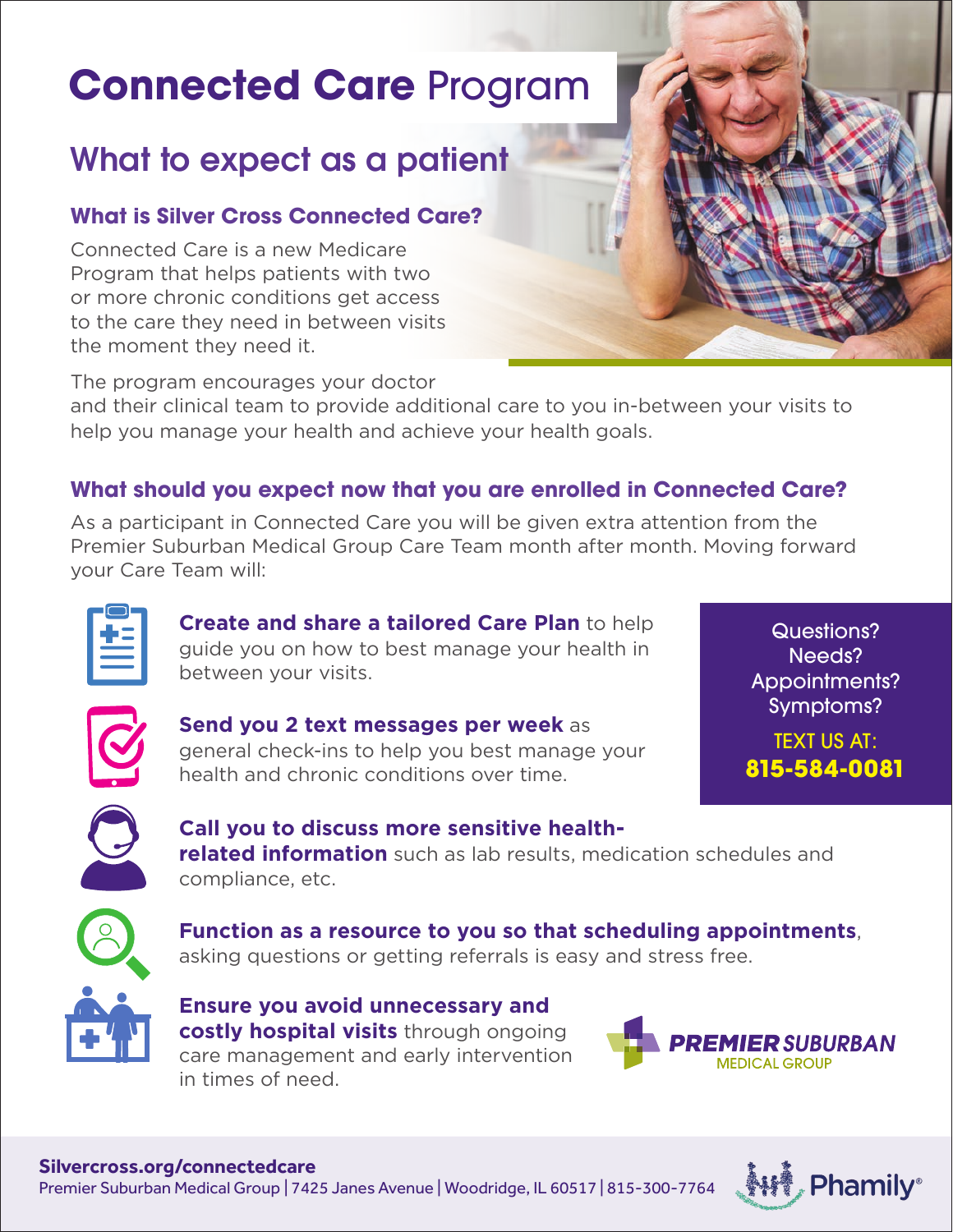# **Connected Care** Program

## What to expect as a patient

### What is Silver Cross Connected Care?

Connected Care is a new Medicare Program that helps patients with two or more chronic conditions get access to the care they need in between visits the moment they need it.

The program encourages your doctor and their clinical team to provide additional care to you in-between your visits to help you manage your health and achieve your health goals.

### What should you expect now that you are enrolled in Connected Care?

As a participant in Connected Care you will be given extra attention from the Premier Suburban Medical Group Care Team month after month. Moving forward your Care Team will:

- **Create and share a tailored Care Plan** to help guide you on how to best manage your health in between your visits.
- **Send you 2 text messages per week** as general check-ins to help you best manage your health and chronic conditions over time.
- **Call you to discuss more sensitive health-related information** such as lab results, medication schedules and compliance, etc.
- **Function as a resource to you so that scheduling appointments**, asking questions or getting referrals is easy and stress free.
- **Ensure you avoid unnecessary and costly hospital visits** through ongoing care management and early intervention in times of need.

Questions?
Needs?
Appointments?
Symptoms?

TEXT US AT:
**815-584-0081**

**PREMIER SUBURBAN**
MEDICAL GROUP

**Silvercross.org/connectedcare**
Premier Suburban Medical Group | 7425 Janes Avenue | Woodridge, IL 60517 | 815-300-7764

Phamily®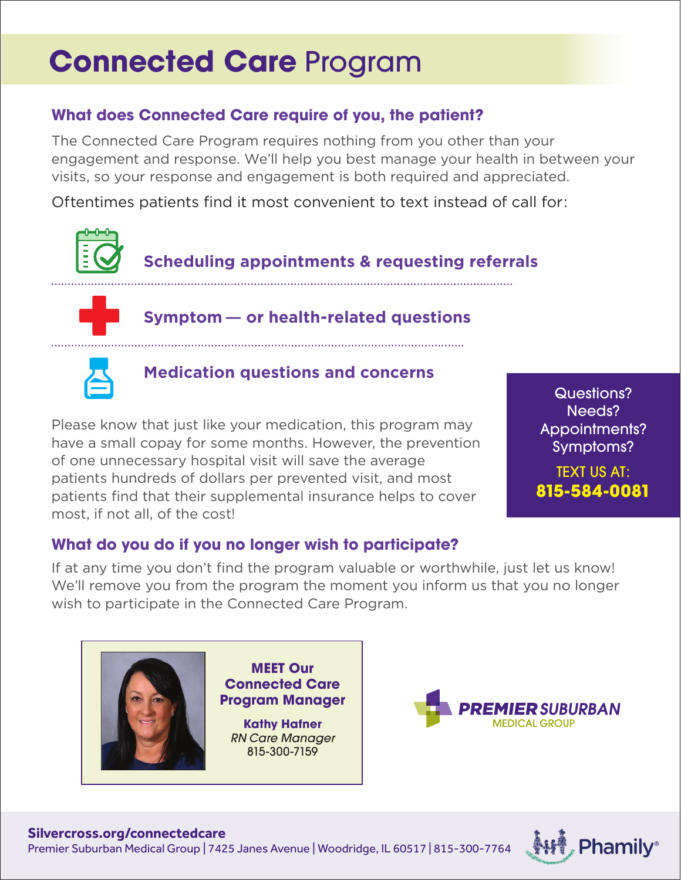# **Connected Care** Program

### What does Connected Care require of you, the patient?

The Connected Care Program requires nothing from you other than your engagement and response. We'll help you best manage your health in between your visits, so your response and engagement is both required and appreciated.

Oftentimes patients find it most convenient to text instead of call for:

- **Scheduling appointments & requesting referrals**
- **Symptom — or health-related questions**
- **Medication questions and concerns**

Please know that just like your medication, this program may have a small copay for some months. However, the prevention of one unnecessary hospital visit will save the average patients hundreds of dollars per prevented visit, and most patients find that their supplemental insurance helps to cover most, if not all, of the cost!

Questions?
Needs?
Appointments?
Symptoms?

TEXT US AT:
**815-584-0081**

### What do you do if you no longer wish to participate?

If at any time you don't find the program valuable or worthwhile, just let us know! We'll remove you from the program the moment you inform us that you no longer wish to participate in the Connected Care Program.

**MEET Our Connected Care Program Manager**

**Kathy Hafner**
*RN Care Manager*
815-300-7159

**PREMIER** SUBURBAN
MEDICAL GROUP

**Silvercross.org/connectedcare**
Premier Suburban Medical Group | 7425 Janes Avenue | Woodridge, IL 60517 | 815-300-7764

Phamily®